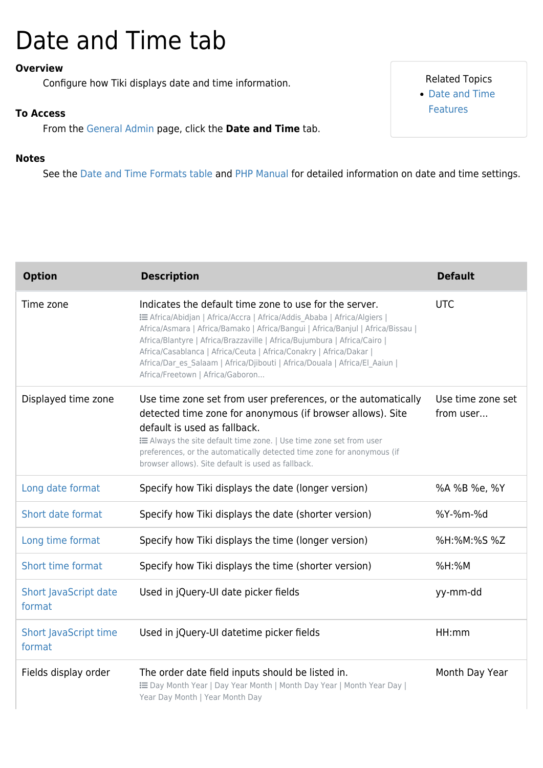# Date and Time tab

**Overview**

Configure how Tiki displays date and time information.

**To Access**

From the General Admin page, click the **Date and Time** tab.

**Notes**

See the Date and Time Formats table and PHP Manual for detailed information on date and time settings.

Related Topics

- Date and Time Features

| Option | Description | Default |
|---|---|---|
| Time zone | Indicates the default time zone to use for the server. Africa/Abidjan \| Africa/Accra \| Africa/Addis_Ababa \| Africa/Algiers \| Africa/Asmara \| Africa/Bamako \| Africa/Bangui \| Africa/Banjul \| Africa/Bissau \| Africa/Blantyre \| Africa/Brazzaville \| Africa/Bujumbura \| Africa/Cairo \| Africa/Casablanca \| Africa/Ceuta \| Africa/Conakry \| Africa/Dakar \| Africa/Dar_es_Salaam \| Africa/Djibouti \| Africa/Douala \| Africa/El_Aaiun \| Africa/Freetown \| Africa/Gaboron... | UTC |
| Displayed time zone | Use time zone set from user preferences, or the automatically detected time zone for anonymous (if browser allows). Site default is used as fallback. Always the site default time zone. \| Use time zone set from user preferences, or the automatically detected time zone for anonymous (if browser allows). Site default is used as fallback. | Use time zone set from user... |
| Long date format | Specify how Tiki displays the date (longer version) | %A %B %e, %Y |
| Short date format | Specify how Tiki displays the date (shorter version) | %Y-%m-%d |
| Long time format | Specify how Tiki displays the time (longer version) | %H:%M:%S %Z |
| Short time format | Specify how Tiki displays the time (shorter version) | %H:%M |
| Short JavaScript date format | Used in jQuery-UI date picker fields | yy-mm-dd |
| Short JavaScript time format | Used in jQuery-UI datetime picker fields | HH:mm |
| Fields display order | The order date field inputs should be listed in. Day Month Year \| Day Year Month \| Month Day Year \| Month Year Day \| Year Day Month \| Year Month Day | Month Day Year |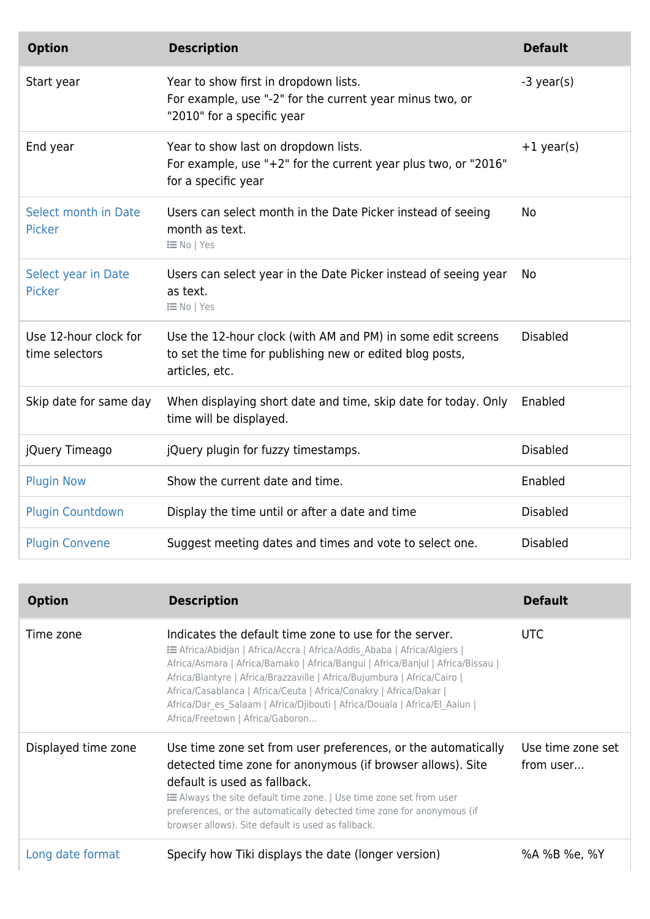| Option | Description | Default |
| --- | --- | --- |
| Start year | Year to show first in dropdown lists.<br>For example, use "-2" for the current year minus two, or "2010" for a specific year | -3 year(s) |
| End year | Year to show last on dropdown lists.<br>For example, use "+2" for the current year plus two, or "2016" for a specific year | +1 year(s) |
| Select month in Date Picker | Users can select month in the Date Picker instead of seeing month as text.<br>No \| Yes | No |
| Select year in Date Picker | Users can select year in the Date Picker instead of seeing year as text.<br>No \| Yes | No |
| Use 12-hour clock for time selectors | Use the 12-hour clock (with AM and PM) in some edit screens to set the time for publishing new or edited blog posts, articles, etc. | Disabled |
| Skip date for same day | When displaying short date and time, skip date for today. Only time will be displayed. | Enabled |
| jQuery Timeago | jQuery plugin for fuzzy timestamps. | Disabled |
| Plugin Now | Show the current date and time. | Enabled |
| Plugin Countdown | Display the time until or after a date and time | Disabled |
| Plugin Convene | Suggest meeting dates and times and vote to select one. | Disabled |

| Option | Description | Default |
| --- | --- | --- |
| Time zone | Indicates the default time zone to use for the server.<br>Africa/Abidjan \| Africa/Accra \| Africa/Addis_Ababa \| Africa/Algiers \| Africa/Asmara \| Africa/Bamako \| Africa/Bangui \| Africa/Banjul \| Africa/Bissau \| Africa/Blantyre \| Africa/Brazzaville \| Africa/Bujumbura \| Africa/Cairo \| Africa/Casablanca \| Africa/Ceuta \| Africa/Conakry \| Africa/Dakar \| Africa/Dar_es_Salaam \| Africa/Djibouti \| Africa/Douala \| Africa/El_Aaiun \| Africa/Freetown \| Africa/Gaboron... | UTC |
| Displayed time zone | Use time zone set from user preferences, or the automatically detected time zone for anonymous (if browser allows). Site default is used as fallback.<br>Always the site default time zone. \| Use time zone set from user preferences, or the automatically detected time zone for anonymous (if browser allows). Site default is used as fallback. | Use time zone set from user... |
| Long date format | Specify how Tiki displays the date (longer version) | %A %B %e, %Y |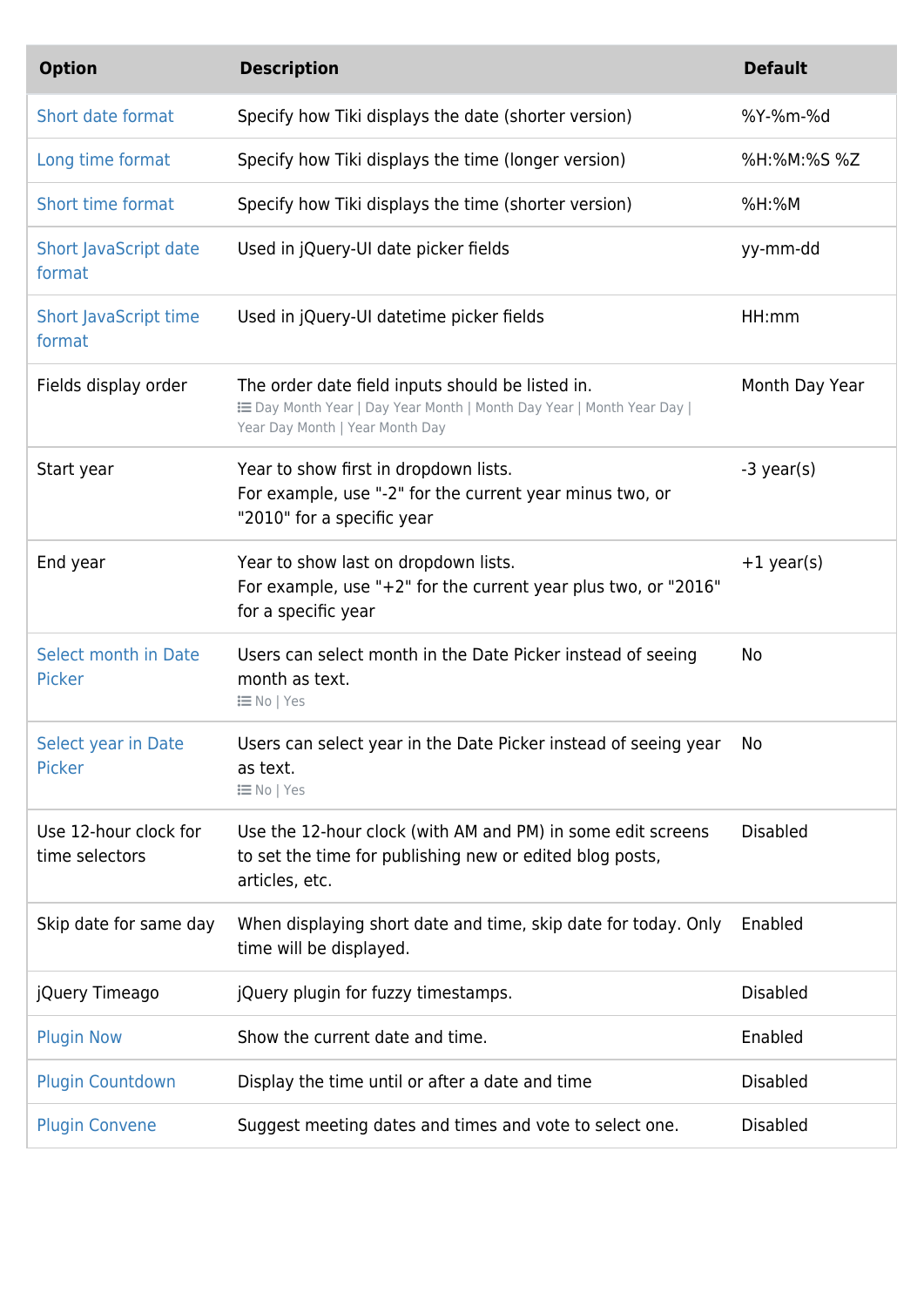| Option | Description | Default |
| --- | --- | --- |
| Short date format | Specify how Tiki displays the date (shorter version) | %Y-%m-%d |
| Long time format | Specify how Tiki displays the time (longer version) | %H:%M:%S %Z |
| Short time format | Specify how Tiki displays the time (shorter version) | %H:%M |
| Short JavaScript date format | Used in jQuery-UI date picker fields | yy-mm-dd |
| Short JavaScript time format | Used in jQuery-UI datetime picker fields | HH:mm |
| Fields display order | The order date field inputs should be listed in.<br>Day Month Year \| Day Year Month \| Month Day Year \| Month Year Day \| Year Day Month \| Year Month Day | Month Day Year |
| Start year | Year to show first in dropdown lists.<br>For example, use "-2" for the current year minus two, or "2010" for a specific year | -3 year(s) |
| End year | Year to show last on dropdown lists.<br>For example, use "+2" for the current year plus two, or "2016" for a specific year | +1 year(s) |
| Select month in Date Picker | Users can select month in the Date Picker instead of seeing month as text.<br>No \| Yes | No |
| Select year in Date Picker | Users can select year in the Date Picker instead of seeing year as text.<br>No \| Yes | No |
| Use 12-hour clock for time selectors | Use the 12-hour clock (with AM and PM) in some edit screens to set the time for publishing new or edited blog posts, articles, etc. | Disabled |
| Skip date for same day | When displaying short date and time, skip date for today. Only time will be displayed. | Enabled |
| jQuery Timeago | jQuery plugin for fuzzy timestamps. | Disabled |
| Plugin Now | Show the current date and time. | Enabled |
| Plugin Countdown | Display the time until or after a date and time | Disabled |
| Plugin Convene | Suggest meeting dates and times and vote to select one. | Disabled |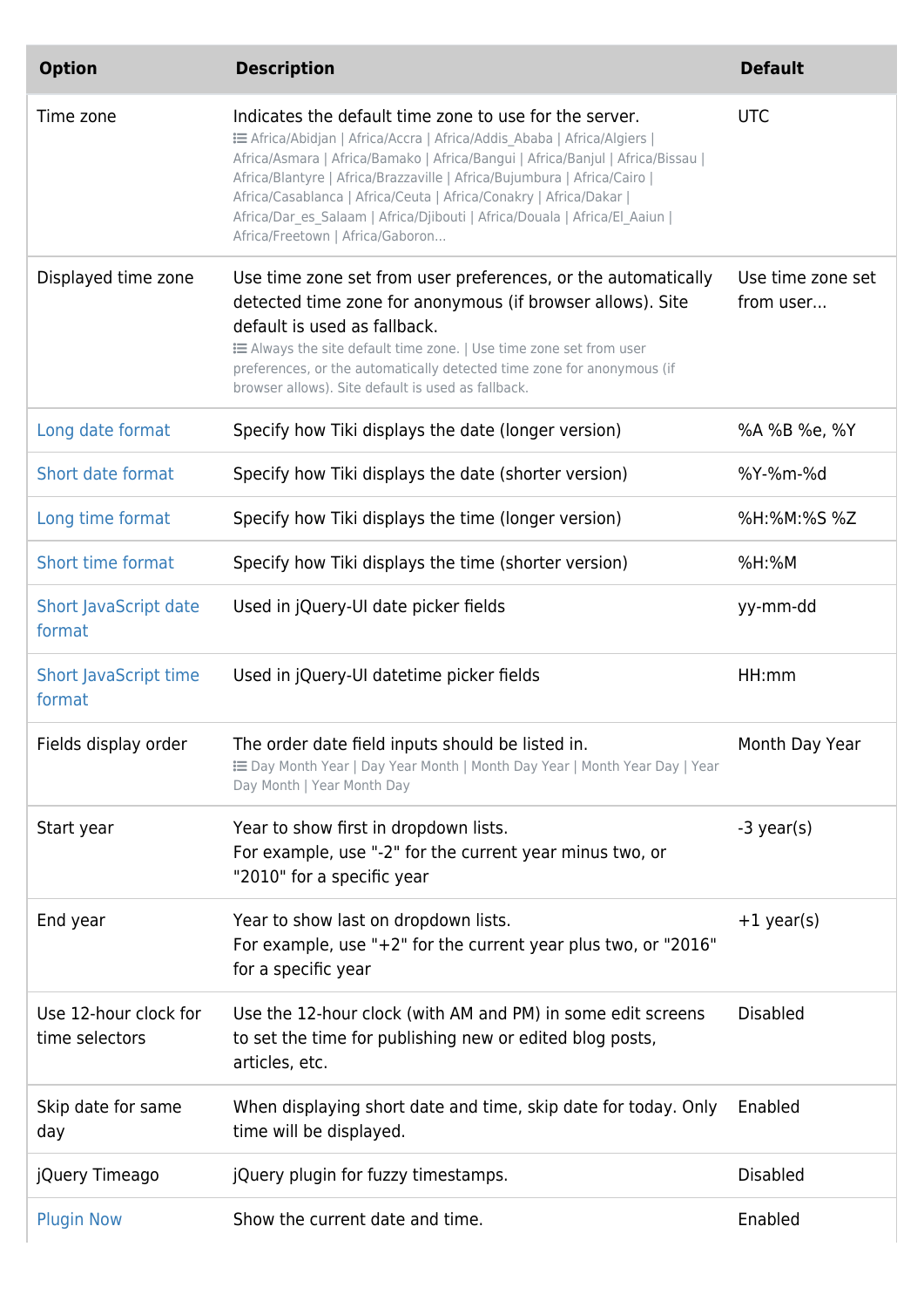| Option | Description | Default |
|---|---|---|
| Time zone | Indicates the default time zone to use for the server.<br>Africa/Abidjan \| Africa/Accra \| Africa/Addis_Ababa \| Africa/Algiers \| Africa/Asmara \| Africa/Bamako \| Africa/Bangui \| Africa/Banjul \| Africa/Bissau \| Africa/Blantyre \| Africa/Brazzaville \| Africa/Bujumbura \| Africa/Cairo \| Africa/Casablanca \| Africa/Ceuta \| Africa/Conakry \| Africa/Dakar \| Africa/Dar_es_Salaam \| Africa/Djibouti \| Africa/Douala \| Africa/El_Aaiun \| Africa/Freetown \| Africa/Gaboron... | UTC |
| Displayed time zone | Use time zone set from user preferences, or the automatically detected time zone for anonymous (if browser allows). Site default is used as fallback.<br>Always the site default time zone. \| Use time zone set from user preferences, or the automatically detected time zone for anonymous (if browser allows). Site default is used as fallback. | Use time zone set from user... |
| Long date format | Specify how Tiki displays the date (longer version) | %A %B %e, %Y |
| Short date format | Specify how Tiki displays the date (shorter version) | %Y-%m-%d |
| Long time format | Specify how Tiki displays the time (longer version) | %H:%M:%S %Z |
| Short time format | Specify how Tiki displays the time (shorter version) | %H:%M |
| Short JavaScript date format | Used in jQuery-UI date picker fields | yy-mm-dd |
| Short JavaScript time format | Used in jQuery-UI datetime picker fields | HH:mm |
| Fields display order | The order date field inputs should be listed in.<br>Day Month Year \| Day Year Month \| Month Day Year \| Month Year Day \| Year Day Month \| Year Month Day | Month Day Year |
| Start year | Year to show first in dropdown lists.<br>For example, use "-2" for the current year minus two, or "2010" for a specific year | -3 year(s) |
| End year | Year to show last on dropdown lists.<br>For example, use "+2" for the current year plus two, or "2016" for a specific year | +1 year(s) |
| Use 12-hour clock for time selectors | Use the 12-hour clock (with AM and PM) in some edit screens to set the time for publishing new or edited blog posts, articles, etc. | Disabled |
| Skip date for same day | When displaying short date and time, skip date for today. Only time will be displayed. | Enabled |
| jQuery Timeago | jQuery plugin for fuzzy timestamps. | Disabled |
| Plugin Now | Show the current date and time. | Enabled |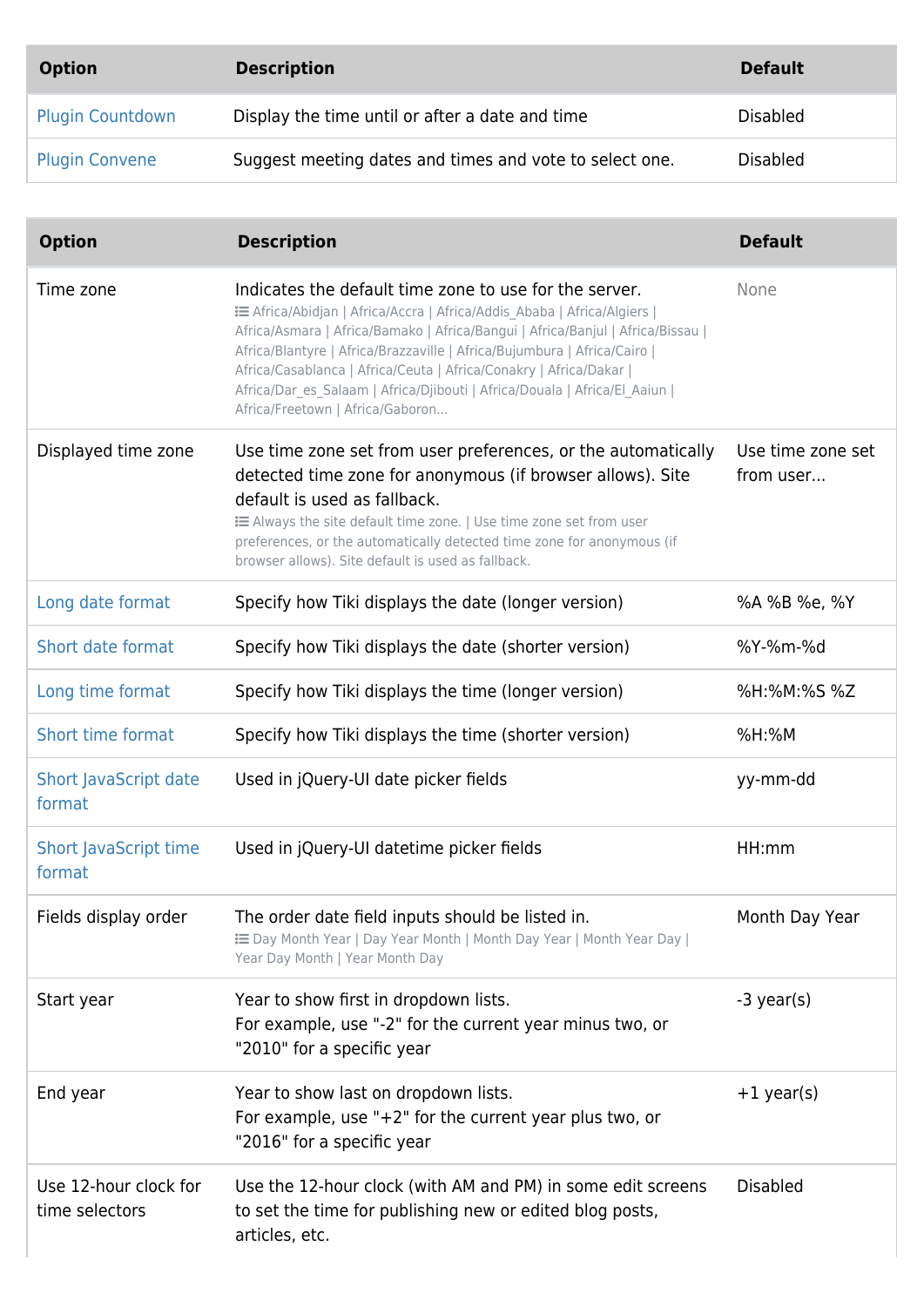| Option | Description | Default |
|---|---|---|
| Plugin Countdown | Display the time until or after a date and time | Disabled |
| Plugin Convene | Suggest meeting dates and times and vote to select one. | Disabled |

| Option | Description | Default |
|---|---|---|
| Time zone | Indicates the default time zone to use for the server. Africa/Abidjan \| Africa/Accra \| Africa/Addis_Ababa \| Africa/Algiers \| Africa/Asmara \| Africa/Bamako \| Africa/Bangui \| Africa/Banjul \| Africa/Bissau \| Africa/Blantyre \| Africa/Brazzaville \| Africa/Bujumbura \| Africa/Cairo \| Africa/Casablanca \| Africa/Ceuta \| Africa/Conakry \| Africa/Dakar \| Africa/Dar_es_Salaam \| Africa/Djibouti \| Africa/Douala \| Africa/El_Aaiun \| Africa/Freetown \| Africa/Gaboron... | None |
| Displayed time zone | Use time zone set from user preferences, or the automatically detected time zone for anonymous (if browser allows). Site default is used as fallback. Always the site default time zone. \| Use time zone set from user preferences, or the automatically detected time zone for anonymous (if browser allows). Site default is used as fallback. | Use time zone set from user... |
| Long date format | Specify how Tiki displays the date (longer version) | %A %B %e, %Y |
| Short date format | Specify how Tiki displays the date (shorter version) | %Y-%m-%d |
| Long time format | Specify how Tiki displays the time (longer version) | %H:%M:%S %Z |
| Short time format | Specify how Tiki displays the time (shorter version) | %H:%M |
| Short JavaScript date format | Used in jQuery-UI date picker fields | yy-mm-dd |
| Short JavaScript time format | Used in jQuery-UI datetime picker fields | HH:mm |
| Fields display order | The order date field inputs should be listed in. Day Month Year \| Day Year Month \| Month Day Year \| Month Year Day \| Year Day Month \| Year Month Day | Month Day Year |
| Start year | Year to show first in dropdown lists. For example, use "-2" for the current year minus two, or "2010" for a specific year | -3 year(s) |
| End year | Year to show last on dropdown lists. For example, use "+2" for the current year plus two, or "2016" for a specific year | +1 year(s) |
| Use 12-hour clock for time selectors | Use the 12-hour clock (with AM and PM) in some edit screens to set the time for publishing new or edited blog posts, articles, etc. | Disabled |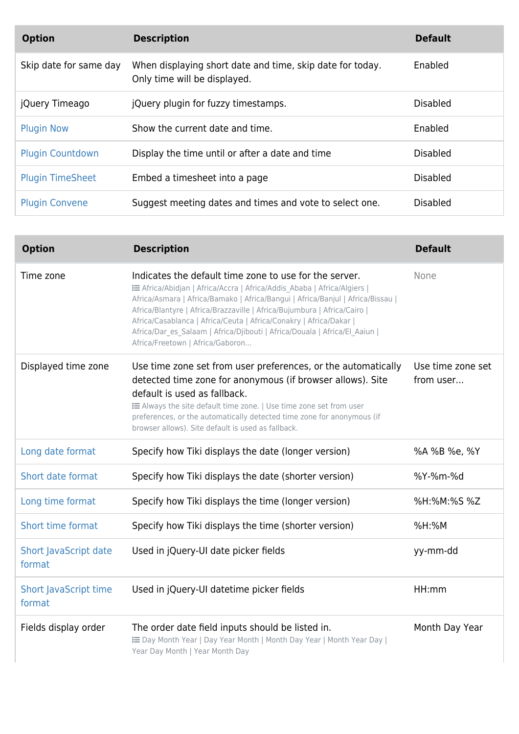| Option | Description | Default |
|---|---|---|
| Skip date for same day | When displaying short date and time, skip date for today. Only time will be displayed. | Enabled |
| jQuery Timeago | jQuery plugin for fuzzy timestamps. | Disabled |
| Plugin Now | Show the current date and time. | Enabled |
| Plugin Countdown | Display the time until or after a date and time | Disabled |
| Plugin TimeSheet | Embed a timesheet into a page | Disabled |
| Plugin Convene | Suggest meeting dates and times and vote to select one. | Disabled |

| Option | Description | Default |
|---|---|---|
| Time zone | Indicates the default time zone to use for the server. Africa/Abidjan \| Africa/Accra \| Africa/Addis_Ababa \| Africa/Algiers \| Africa/Asmara \| Africa/Bamako \| Africa/Bangui \| Africa/Banjul \| Africa/Bissau \| Africa/Blantyre \| Africa/Brazzaville \| Africa/Bujumbura \| Africa/Cairo \| Africa/Casablanca \| Africa/Ceuta \| Africa/Conakry \| Africa/Dakar \| Africa/Dar_es_Salaam \| Africa/Djibouti \| Africa/Douala \| Africa/El_Aaiun \| Africa/Freetown \| Africa/Gaboron... | None |
| Displayed time zone | Use time zone set from user preferences, or the automatically detected time zone for anonymous (if browser allows). Site default is used as fallback. Always the site default time zone. \| Use time zone set from user preferences, or the automatically detected time zone for anonymous (if browser allows). Site default is used as fallback. | Use time zone set from user... |
| Long date format | Specify how Tiki displays the date (longer version) | %A %B %e, %Y |
| Short date format | Specify how Tiki displays the date (shorter version) | %Y-%m-%d |
| Long time format | Specify how Tiki displays the time (longer version) | %H:%M:%S %Z |
| Short time format | Specify how Tiki displays the time (shorter version) | %H:%M |
| Short JavaScript date format | Used in jQuery-UI date picker fields | yy-mm-dd |
| Short JavaScript time format | Used in jQuery-UI datetime picker fields | HH:mm |
| Fields display order | The order date field inputs should be listed in. Day Month Year \| Day Year Month \| Month Day Year \| Month Year Day \| Year Day Month \| Year Month Day | Month Day Year |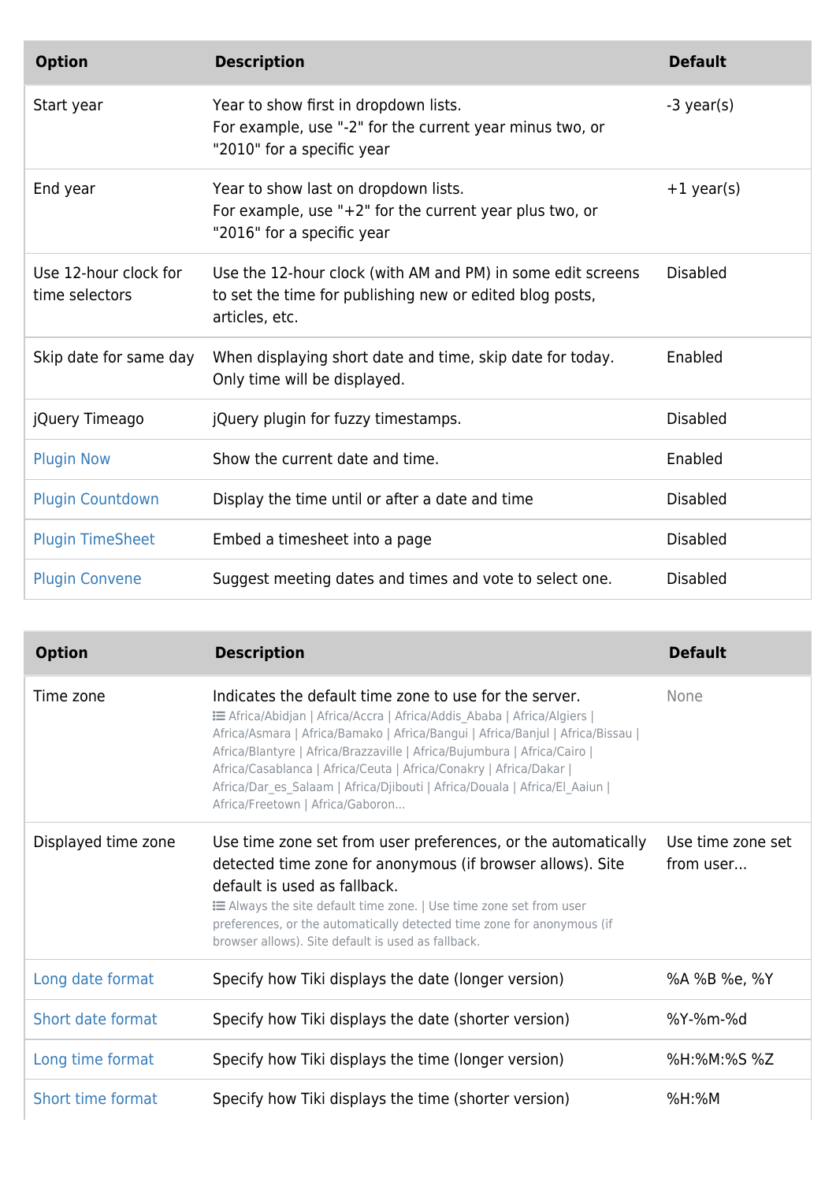| Option | Description | Default |
| --- | --- | --- |
| Start year | Year to show first in dropdown lists.<br>For example, use "-2" for the current year minus two, or "2010" for a specific year | -3 year(s) |
| End year | Year to show last on dropdown lists.<br>For example, use "+2" for the current year plus two, or "2016" for a specific year | +1 year(s) |
| Use 12-hour clock for time selectors | Use the 12-hour clock (with AM and PM) in some edit screens to set the time for publishing new or edited blog posts, articles, etc. | Disabled |
| Skip date for same day | When displaying short date and time, skip date for today. Only time will be displayed. | Enabled |
| jQuery Timeago | jQuery plugin for fuzzy timestamps. | Disabled |
| Plugin Now | Show the current date and time. | Enabled |
| Plugin Countdown | Display the time until or after a date and time | Disabled |
| Plugin TimeSheet | Embed a timesheet into a page | Disabled |
| Plugin Convene | Suggest meeting dates and times and vote to select one. | Disabled |

| Option | Description | Default |
| --- | --- | --- |
| Time zone | Indicates the default time zone to use for the server.<br>Africa/Abidjan \| Africa/Accra \| Africa/Addis_Ababa \| Africa/Algiers \| Africa/Asmara \| Africa/Bamako \| Africa/Bangui \| Africa/Banjul \| Africa/Bissau \| Africa/Blantyre \| Africa/Brazzaville \| Africa/Bujumbura \| Africa/Cairo \| Africa/Casablanca \| Africa/Ceuta \| Africa/Conakry \| Africa/Dakar \| Africa/Dar_es_Salaam \| Africa/Djibouti \| Africa/Douala \| Africa/El_Aaiun \| Africa/Freetown \| Africa/Gaboron... | None |
| Displayed time zone | Use time zone set from user preferences, or the automatically detected time zone for anonymous (if browser allows). Site default is used as fallback.<br>Always the site default time zone. \| Use time zone set from user preferences, or the automatically detected time zone for anonymous (if browser allows). Site default is used as fallback. | Use time zone set from user... |
| Long date format | Specify how Tiki displays the date (longer version) | %A %B %e, %Y |
| Short date format | Specify how Tiki displays the date (shorter version) | %Y-%m-%d |
| Long time format | Specify how Tiki displays the time (longer version) | %H:%M:%S %Z |
| Short time format | Specify how Tiki displays the time (shorter version) | %H:%M |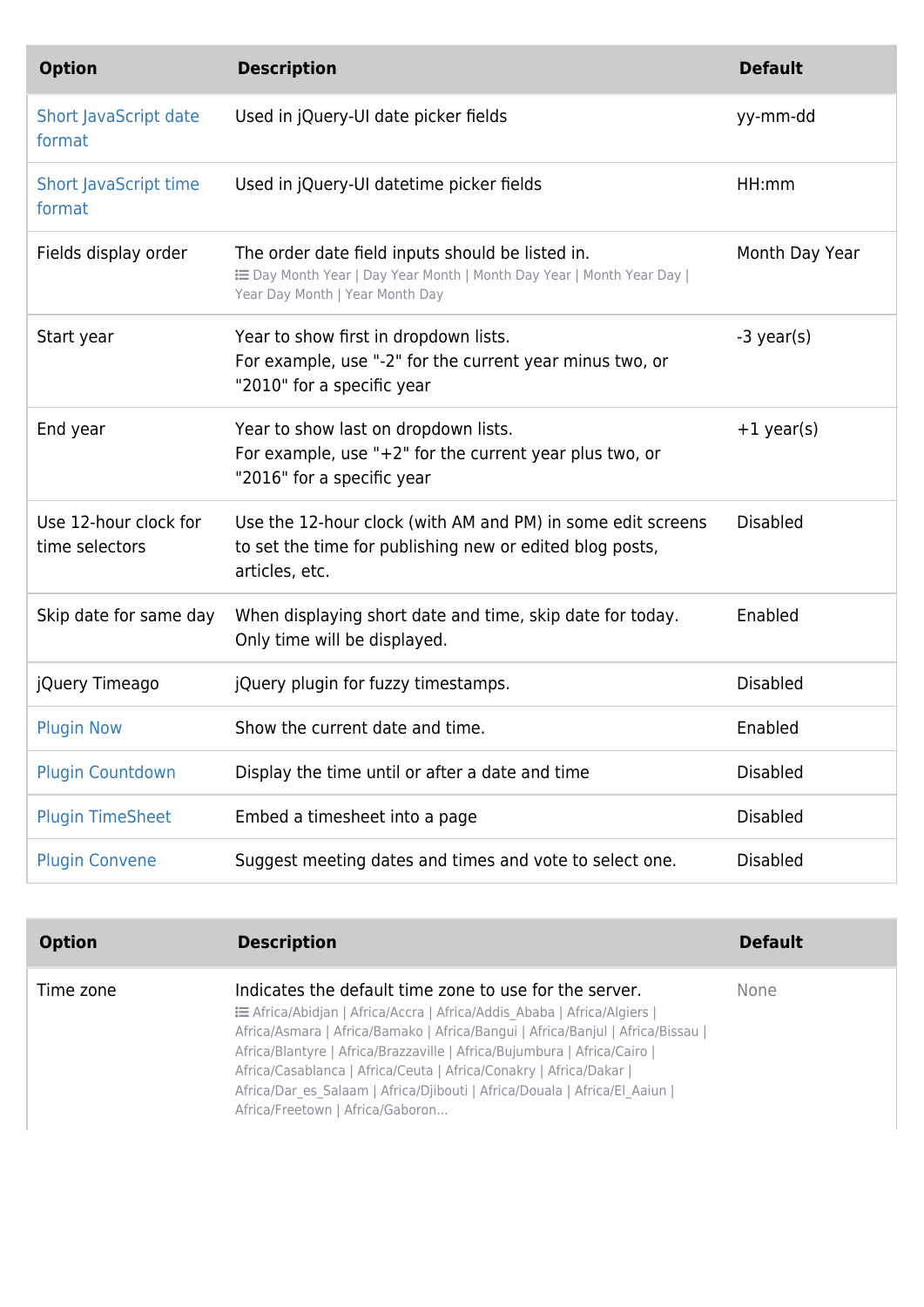| Option | Description | Default |
| --- | --- | --- |
| Short JavaScript date format | Used in jQuery-UI date picker fields | yy-mm-dd |
| Short JavaScript time format | Used in jQuery-UI datetime picker fields | HH:mm |
| Fields display order | The order date field inputs should be listed in.<br>Day Month Year \| Day Year Month \| Month Day Year \| Month Year Day \| Year Day Month \| Year Month Day | Month Day Year |
| Start year | Year to show first in dropdown lists.<br>For example, use "-2" for the current year minus two, or "2010" for a specific year | -3 year(s) |
| End year | Year to show last on dropdown lists.<br>For example, use "+2" for the current year plus two, or "2016" for a specific year | +1 year(s) |
| Use 12-hour clock for time selectors | Use the 12-hour clock (with AM and PM) in some edit screens to set the time for publishing new or edited blog posts, articles, etc. | Disabled |
| Skip date for same day | When displaying short date and time, skip date for today. Only time will be displayed. | Enabled |
| jQuery Timeago | jQuery plugin for fuzzy timestamps. | Disabled |
| Plugin Now | Show the current date and time. | Enabled |
| Plugin Countdown | Display the time until or after a date and time | Disabled |
| Plugin TimeSheet | Embed a timesheet into a page | Disabled |
| Plugin Convene | Suggest meeting dates and times and vote to select one. | Disabled |

| Option | Description | Default |
| --- | --- | --- |
| Time zone | Indicates the default time zone to use for the server.<br>Africa/Abidjan \| Africa/Accra \| Africa/Addis_Ababa \| Africa/Algiers \| Africa/Asmara \| Africa/Bamako \| Africa/Bangui \| Africa/Banjul \| Africa/Bissau \| Africa/Blantyre \| Africa/Brazzaville \| Africa/Bujumbura \| Africa/Cairo \| Africa/Casablanca \| Africa/Ceuta \| Africa/Conakry \| Africa/Dakar \| Africa/Dar_es_Salaam \| Africa/Djibouti \| Africa/Douala \| Africa/El_Aaiun \| Africa/Freetown \| Africa/Gaboron... | None |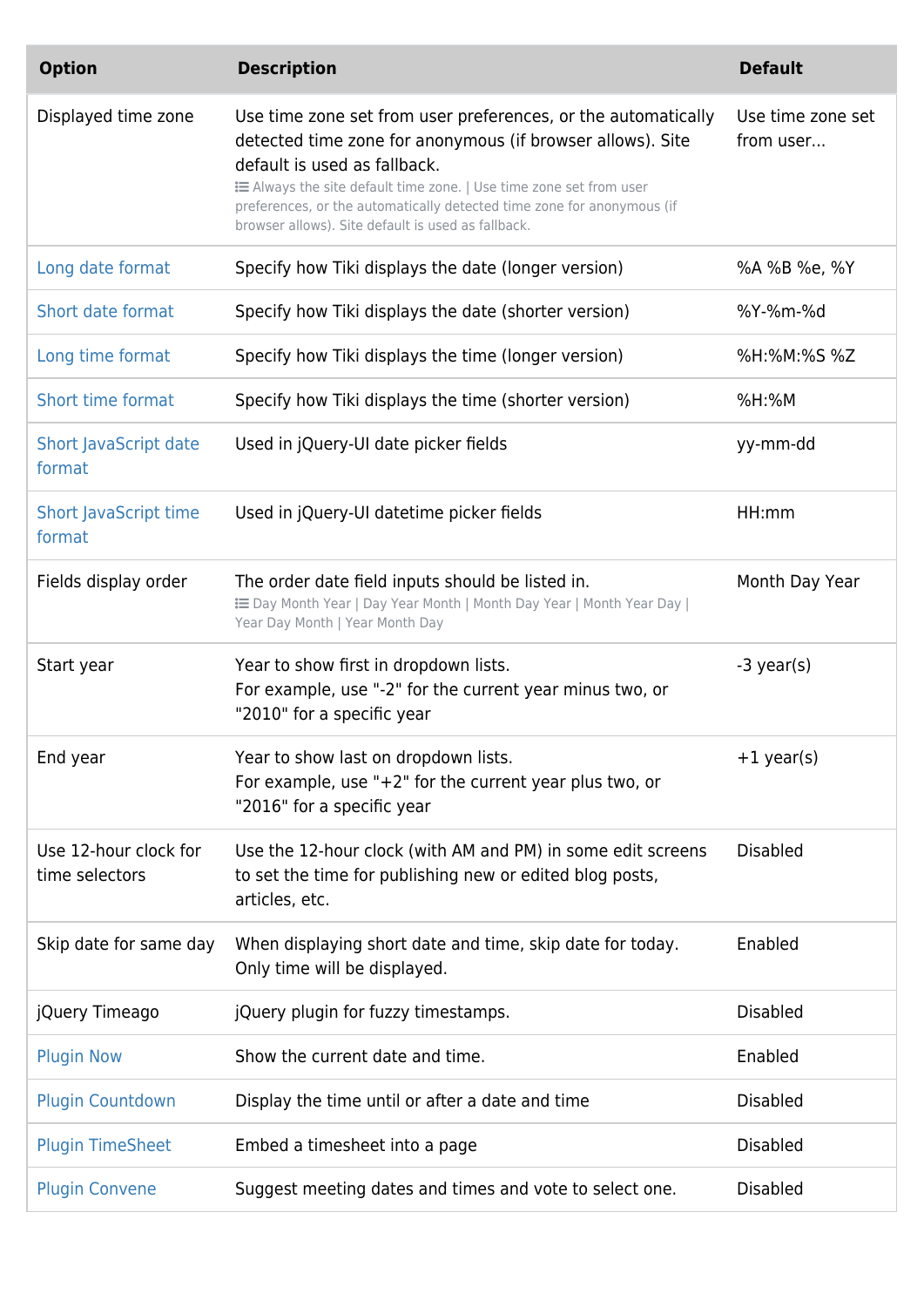| Option | Description | Default |
|---|---|---|
| Displayed time zone | Use time zone set from user preferences, or the automatically detected time zone for anonymous (if browser allows). Site default is used as fallback. Always the site default time zone. \| Use time zone set from user preferences, or the automatically detected time zone for anonymous (if browser allows). Site default is used as fallback. | Use time zone set from user... |
| Long date format | Specify how Tiki displays the date (longer version) | %A %B %e, %Y |
| Short date format | Specify how Tiki displays the date (shorter version) | %Y-%m-%d |
| Long time format | Specify how Tiki displays the time (longer version) | %H:%M:%S %Z |
| Short time format | Specify how Tiki displays the time (shorter version) | %H:%M |
| Short JavaScript date format | Used in jQuery-UI date picker fields | yy-mm-dd |
| Short JavaScript time format | Used in jQuery-UI datetime picker fields | HH:mm |
| Fields display order | The order date field inputs should be listed in. Day Month Year \| Day Year Month \| Month Day Year \| Month Year Day \| Year Day Month \| Year Month Day | Month Day Year |
| Start year | Year to show first in dropdown lists. For example, use "-2" for the current year minus two, or "2010" for a specific year | -3 year(s) |
| End year | Year to show last on dropdown lists. For example, use "+2" for the current year plus two, or "2016" for a specific year | +1 year(s) |
| Use 12-hour clock for time selectors | Use the 12-hour clock (with AM and PM) in some edit screens to set the time for publishing new or edited blog posts, articles, etc. | Disabled |
| Skip date for same day | When displaying short date and time, skip date for today. Only time will be displayed. | Enabled |
| jQuery Timeago | jQuery plugin for fuzzy timestamps. | Disabled |
| Plugin Now | Show the current date and time. | Enabled |
| Plugin Countdown | Display the time until or after a date and time | Disabled |
| Plugin TimeSheet | Embed a timesheet into a page | Disabled |
| Plugin Convene | Suggest meeting dates and times and vote to select one. | Disabled |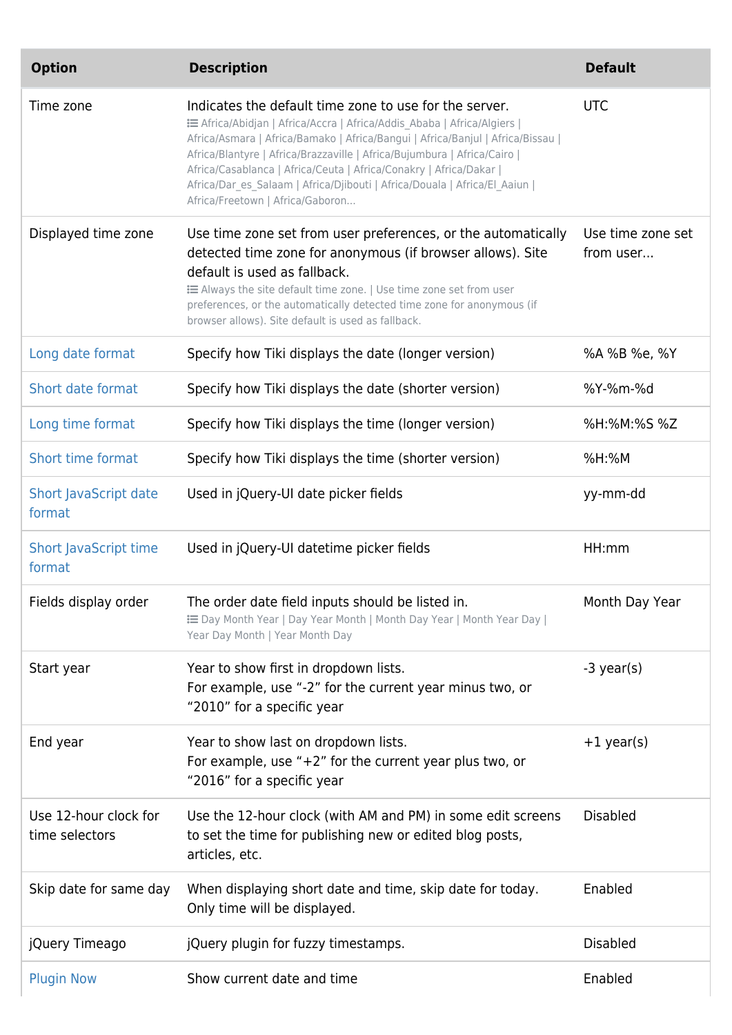| Option | Description | Default |
| --- | --- | --- |
| Time zone | Indicates the default time zone to use for the server. Africa/Abidjan \| Africa/Accra \| Africa/Addis_Ababa \| Africa/Algiers \| Africa/Asmara \| Africa/Bamako \| Africa/Bangui \| Africa/Banjul \| Africa/Bissau \| Africa/Blantyre \| Africa/Brazzaville \| Africa/Bujumbura \| Africa/Cairo \| Africa/Casablanca \| Africa/Ceuta \| Africa/Conakry \| Africa/Dakar \| Africa/Dar_es_Salaam \| Africa/Djibouti \| Africa/Douala \| Africa/El_Aaiun \| Africa/Freetown \| Africa/Gaboron... | UTC |
| Displayed time zone | Use time zone set from user preferences, or the automatically detected time zone for anonymous (if browser allows). Site default is used as fallback. Always the site default time zone. \| Use time zone set from user preferences, or the automatically detected time zone for anonymous (if browser allows). Site default is used as fallback. | Use time zone set from user... |
| Long date format | Specify how Tiki displays the date (longer version) | %A %B %e, %Y |
| Short date format | Specify how Tiki displays the date (shorter version) | %Y-%m-%d |
| Long time format | Specify how Tiki displays the time (longer version) | %H:%M:%S %Z |
| Short time format | Specify how Tiki displays the time (shorter version) | %H:%M |
| Short JavaScript date format | Used in jQuery-UI date picker fields | yy-mm-dd |
| Short JavaScript time format | Used in jQuery-UI datetime picker fields | HH:mm |
| Fields display order | The order date field inputs should be listed in. Day Month Year \| Day Year Month \| Month Day Year \| Month Year Day \| Year Day Month \| Year Month Day | Month Day Year |
| Start year | Year to show first in dropdown lists. For example, use "-2" for the current year minus two, or "2010" for a specific year | -3 year(s) |
| End year | Year to show last on dropdown lists. For example, use "+2" for the current year plus two, or "2016" for a specific year | +1 year(s) |
| Use 12-hour clock for time selectors | Use the 12-hour clock (with AM and PM) in some edit screens to set the time for publishing new or edited blog posts, articles, etc. | Disabled |
| Skip date for same day | When displaying short date and time, skip date for today. Only time will be displayed. | Enabled |
| jQuery Timeago | jQuery plugin for fuzzy timestamps. | Disabled |
| Plugin Now | Show current date and time | Enabled |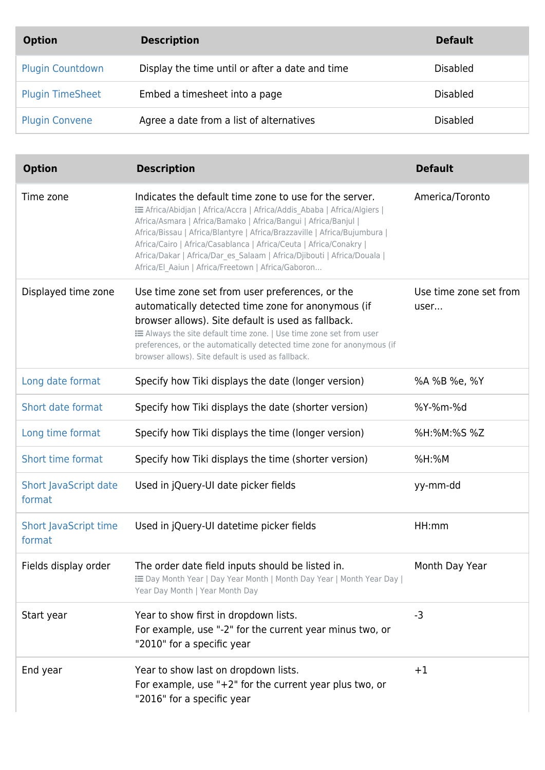| Option | Description | Default |
| --- | --- | --- |
| Plugin Countdown | Display the time until or after a date and time | Disabled |
| Plugin TimeSheet | Embed a timesheet into a page | Disabled |
| Plugin Convene | Agree a date from a list of alternatives | Disabled |

| Option | Description | Default |
| --- | --- | --- |
| Time zone | Indicates the default time zone to use for the server. Africa/Abidjan \| Africa/Accra \| Africa/Addis_Ababa \| Africa/Algiers \| Africa/Asmara \| Africa/Bamako \| Africa/Bangui \| Africa/Banjul \| Africa/Bissau \| Africa/Blantyre \| Africa/Brazzaville \| Africa/Bujumbura \| Africa/Cairo \| Africa/Casablanca \| Africa/Ceuta \| Africa/Conakry \| Africa/Dakar \| Africa/Dar_es_Salaam \| Africa/Djibouti \| Africa/Douala \| Africa/El_Aaiun \| Africa/Freetown \| Africa/Gaboron... | America/Toronto |
| Displayed time zone | Use time zone set from user preferences, or the automatically detected time zone for anonymous (if browser allows). Site default is used as fallback. Always the site default time zone. \| Use time zone set from user preferences, or the automatically detected time zone for anonymous (if browser allows). Site default is used as fallback. | Use time zone set from user... |
| Long date format | Specify how Tiki displays the date (longer version) | %A %B %e, %Y |
| Short date format | Specify how Tiki displays the date (shorter version) | %Y-%m-%d |
| Long time format | Specify how Tiki displays the time (longer version) | %H:%M:%S %Z |
| Short time format | Specify how Tiki displays the time (shorter version) | %H:%M |
| Short JavaScript date format | Used in jQuery-UI date picker fields | yy-mm-dd |
| Short JavaScript time format | Used in jQuery-UI datetime picker fields | HH:mm |
| Fields display order | The order date field inputs should be listed in. Day Month Year \| Day Year Month \| Month Day Year \| Month Year Day \| Year Day Month \| Year Month Day | Month Day Year |
| Start year | Year to show first in dropdown lists. For example, use "-2" for the current year minus two, or "2010" for a specific year | -3 |
| End year | Year to show last on dropdown lists. For example, use "+2" for the current year plus two, or "2016" for a specific year | +1 |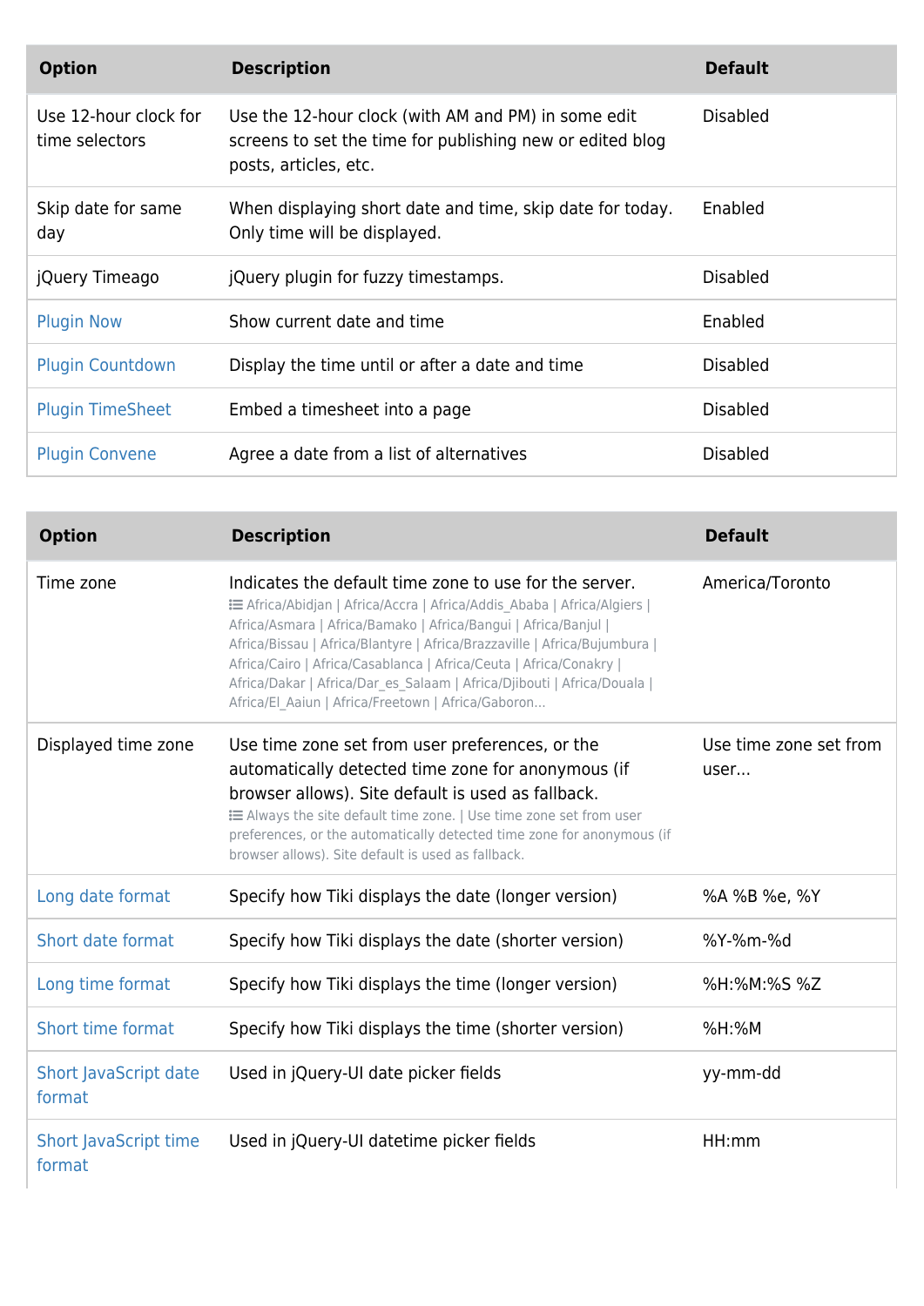| Option | Description | Default |
| --- | --- | --- |
| Use 12-hour clock for time selectors | Use the 12-hour clock (with AM and PM) in some edit screens to set the time for publishing new or edited blog posts, articles, etc. | Disabled |
| Skip date for same day | When displaying short date and time, skip date for today. Only time will be displayed. | Enabled |
| jQuery Timeago | jQuery plugin for fuzzy timestamps. | Disabled |
| Plugin Now | Show current date and time | Enabled |
| Plugin Countdown | Display the time until or after a date and time | Disabled |
| Plugin TimeSheet | Embed a timesheet into a page | Disabled |
| Plugin Convene | Agree a date from a list of alternatives | Disabled |

| Option | Description | Default |
| --- | --- | --- |
| Time zone | Indicates the default time zone to use for the server. Africa/Abidjan \| Africa/Accra \| Africa/Addis_Ababa \| Africa/Algiers \| Africa/Asmara \| Africa/Bamako \| Africa/Bangui \| Africa/Banjul \| Africa/Bissau \| Africa/Blantyre \| Africa/Brazzaville \| Africa/Bujumbura \| Africa/Cairo \| Africa/Casablanca \| Africa/Ceuta \| Africa/Conakry \| Africa/Dakar \| Africa/Dar_es_Salaam \| Africa/Djibouti \| Africa/Douala \| Africa/El_Aaiun \| Africa/Freetown \| Africa/Gaboron... | America/Toronto |
| Displayed time zone | Use time zone set from user preferences, or the automatically detected time zone for anonymous (if browser allows). Site default is used as fallback. Always the site default time zone. \| Use time zone set from user preferences, or the automatically detected time zone for anonymous (if browser allows). Site default is used as fallback. | Use time zone set from user... |
| Long date format | Specify how Tiki displays the date (longer version) | %A %B %e, %Y |
| Short date format | Specify how Tiki displays the date (shorter version) | %Y-%m-%d |
| Long time format | Specify how Tiki displays the time (longer version) | %H:%M:%S %Z |
| Short time format | Specify how Tiki displays the time (shorter version) | %H:%M |
| Short JavaScript date format | Used in jQuery-UI date picker fields | yy-mm-dd |
| Short JavaScript time format | Used in jQuery-UI datetime picker fields | HH:mm |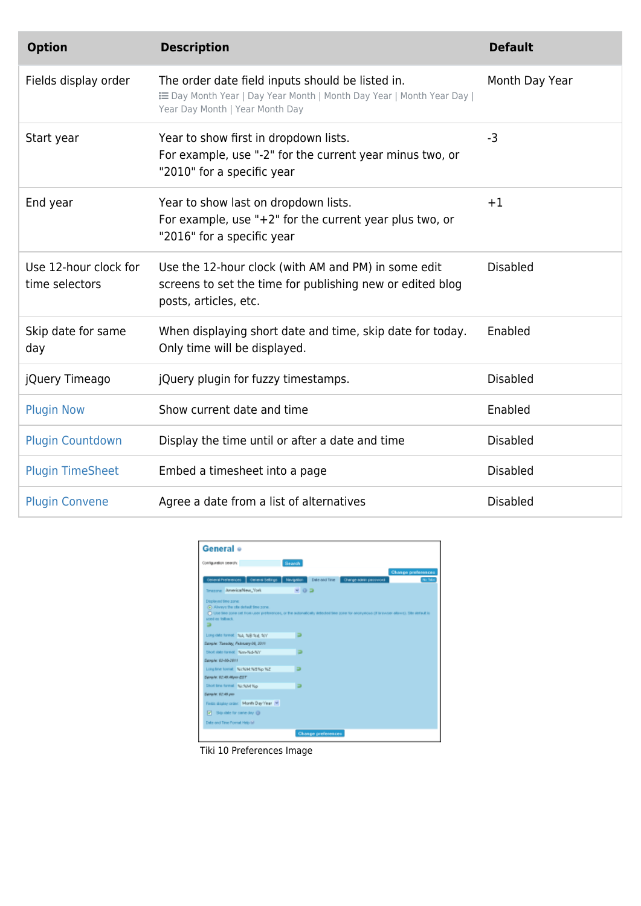| Option | Description | Default |
| --- | --- | --- |
| Fields display order | The order date field inputs should be listed in. Day Month Year \| Day Year Month \| Month Day Year \| Month Year Day \| Year Day Month \| Year Month Day | Month Day Year |
| Start year | Year to show first in dropdown lists. For example, use "-2" for the current year minus two, or "2010" for a specific year | -3 |
| End year | Year to show last on dropdown lists. For example, use "+2" for the current year plus two, or "2016" for a specific year | +1 |
| Use 12-hour clock for time selectors | Use the 12-hour clock (with AM and PM) in some edit screens to set the time for publishing new or edited blog posts, articles, etc. | Disabled |
| Skip date for same day | When displaying short date and time, skip date for today. Only time will be displayed. | Enabled |
| jQuery Timeago | jQuery plugin for fuzzy timestamps. | Disabled |
| Plugin Now | Show current date and time | Enabled |
| Plugin Countdown | Display the time until or after a date and time | Disabled |
| Plugin TimeSheet | Embed a timesheet into a page | Disabled |
| Plugin Convene | Agree a date from a list of alternatives | Disabled |

Tiki 10 Preferences Image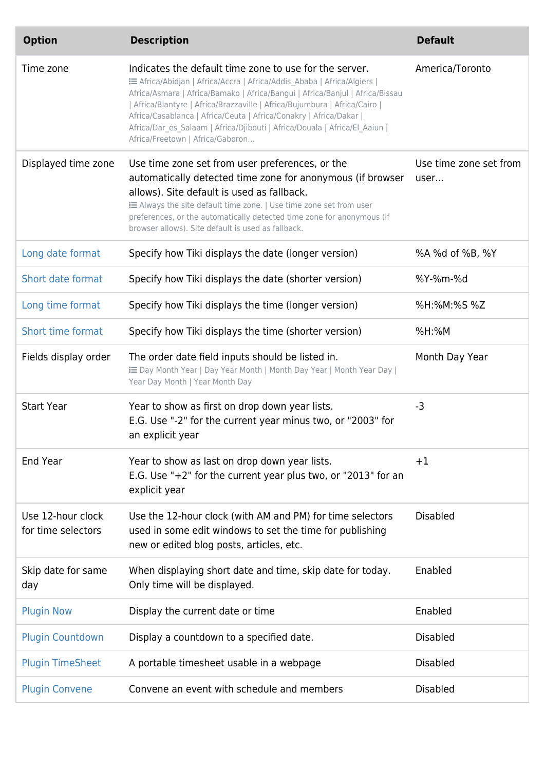| Option | Description | Default |
| --- | --- | --- |
| Time zone | Indicates the default time zone to use for the server. Africa/Abidjan \| Africa/Accra \| Africa/Addis_Ababa \| Africa/Algiers \| Africa/Asmara \| Africa/Bamako \| Africa/Bangui \| Africa/Banjul \| Africa/Bissau \| Africa/Blantyre \| Africa/Brazzaville \| Africa/Bujumbura \| Africa/Cairo \| Africa/Casablanca \| Africa/Ceuta \| Africa/Conakry \| Africa/Dakar \| Africa/Dar_es_Salaam \| Africa/Djibouti \| Africa/Douala \| Africa/El_Aaiun \| Africa/Freetown \| Africa/Gaboron... | America/Toronto |
| Displayed time zone | Use time zone set from user preferences, or the automatically detected time zone for anonymous (if browser allows). Site default is used as fallback. Always the site default time zone. \| Use time zone set from user preferences, or the automatically detected time zone for anonymous (if browser allows). Site default is used as fallback. | Use time zone set from user... |
| Long date format | Specify how Tiki displays the date (longer version) | %A %d of %B, %Y |
| Short date format | Specify how Tiki displays the date (shorter version) | %Y-%m-%d |
| Long time format | Specify how Tiki displays the time (longer version) | %H:%M:%S %Z |
| Short time format | Specify how Tiki displays the time (shorter version) | %H:%M |
| Fields display order | The order date field inputs should be listed in. Day Month Year \| Day Year Month \| Month Day Year \| Month Year Day \| Year Day Month \| Year Month Day | Month Day Year |
| Start Year | Year to show as first on drop down year lists.<br>E.G. Use "-2" for the current year minus two, or "2003" for an explicit year | -3 |
| End Year | Year to show as last on drop down year lists.<br>E.G. Use "+2" for the current year plus two, or "2013" for an explicit year | +1 |
| Use 12-hour clock for time selectors | Use the 12-hour clock (with AM and PM) for time selectors used in some edit windows to set the time for publishing new or edited blog posts, articles, etc. | Disabled |
| Skip date for same day | When displaying short date and time, skip date for today. Only time will be displayed. | Enabled |
| Plugin Now | Display the current date or time | Enabled |
| Plugin Countdown | Display a countdown to a specified date. | Disabled |
| Plugin TimeSheet | A portable timesheet usable in a webpage | Disabled |
| Plugin Convene | Convene an event with schedule and members | Disabled |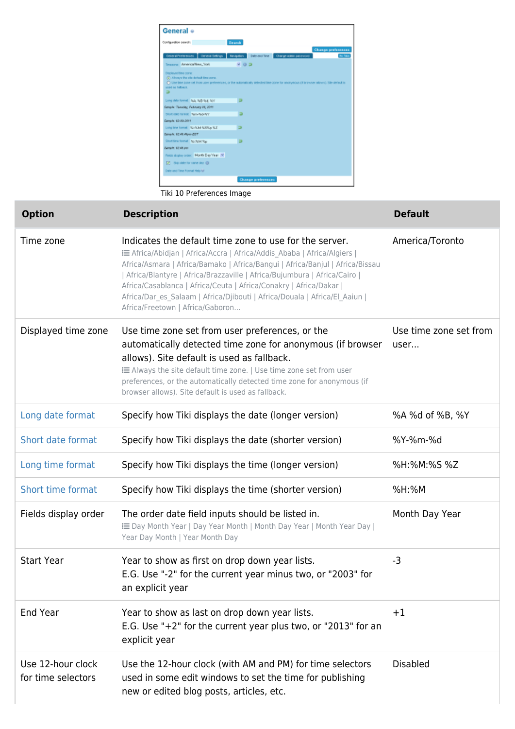Tiki 10 Preferences Image

| Option | Description | Default |
| --- | --- | --- |
| Time zone | Indicates the default time zone to use for the server. Africa/Abidjan \| Africa/Accra \| Africa/Addis_Ababa \| Africa/Algiers \| Africa/Asmara \| Africa/Bamako \| Africa/Bangui \| Africa/Banjul \| Africa/Bissau \| Africa/Blantyre \| Africa/Brazzaville \| Africa/Bujumbura \| Africa/Cairo \| Africa/Casablanca \| Africa/Ceuta \| Africa/Conakry \| Africa/Dakar \| Africa/Dar_es_Salaam \| Africa/Djibouti \| Africa/Douala \| Africa/El_Aaiun \| Africa/Freetown \| Africa/Gaboron... | America/Toronto |
| Displayed time zone | Use time zone set from user preferences, or the automatically detected time zone for anonymous (if browser allows). Site default is used as fallback. Always the site default time zone. \| Use time zone set from user preferences, or the automatically detected time zone for anonymous (if browser allows). Site default is used as fallback. | Use time zone set from user... |
| Long date format | Specify how Tiki displays the date (longer version) | %A %d of %B, %Y |
| Short date format | Specify how Tiki displays the date (shorter version) | %Y-%m-%d |
| Long time format | Specify how Tiki displays the time (longer version) | %H:%M:%S %Z |
| Short time format | Specify how Tiki displays the time (shorter version) | %H:%M |
| Fields display order | The order date field inputs should be listed in. Day Month Year \| Day Year Month \| Month Day Year \| Month Year Day \| Year Day Month \| Year Month Day | Month Day Year |
| Start Year | Year to show as first on drop down year lists. E.G. Use "-2" for the current year minus two, or "2003" for an explicit year | -3 |
| End Year | Year to show as last on drop down year lists. E.G. Use "+2" for the current year plus two, or "2013" for an explicit year | +1 |
| Use 12-hour clock for time selectors | Use the 12-hour clock (with AM and PM) for time selectors used in some edit windows to set the time for publishing new or edited blog posts, articles, etc. | Disabled |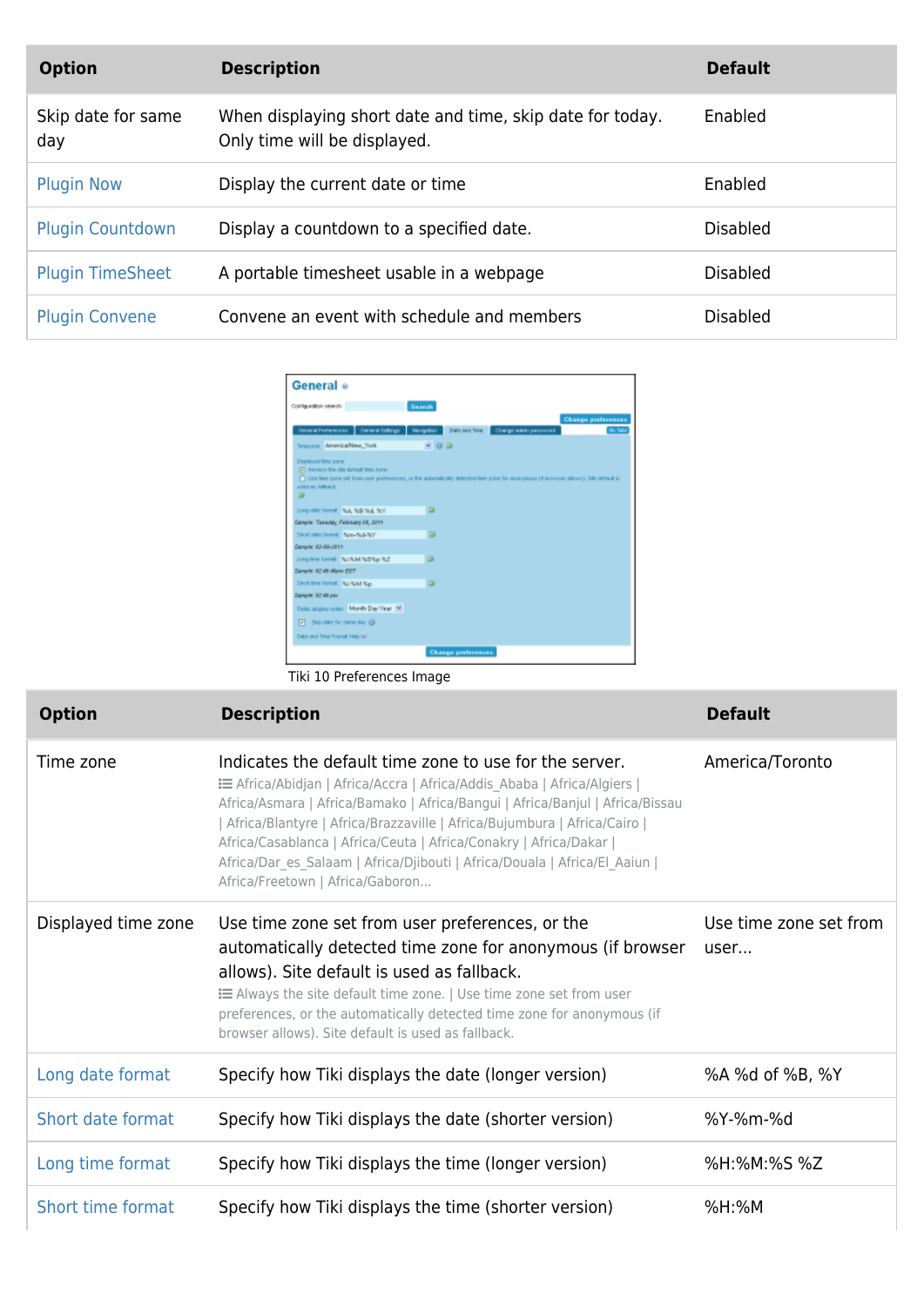| Option | Description | Default |
| --- | --- | --- |
| Skip date for same day | When displaying short date and time, skip date for today. Only time will be displayed. | Enabled |
| Plugin Now | Display the current date or time | Enabled |
| Plugin Countdown | Display a countdown to a specified date. | Disabled |
| Plugin TimeSheet | A portable timesheet usable in a webpage | Disabled |
| Plugin Convene | Convene an event with schedule and members | Disabled |

Tiki 10 Preferences Image

| Option | Description | Default |
| --- | --- | --- |
| Time zone | Indicates the default time zone to use for the server. Africa/Abidjan \| Africa/Accra \| Africa/Addis_Ababa \| Africa/Algiers \| Africa/Asmara \| Africa/Bamako \| Africa/Bangui \| Africa/Banjul \| Africa/Bissau \| Africa/Blantyre \| Africa/Brazzaville \| Africa/Bujumbura \| Africa/Cairo \| Africa/Casablanca \| Africa/Ceuta \| Africa/Conakry \| Africa/Dakar \| Africa/Dar_es_Salaam \| Africa/Djibouti \| Africa/Douala \| Africa/El_Aaiun \| Africa/Freetown \| Africa/Gaboron... | America/Toronto |
| Displayed time zone | Use time zone set from user preferences, or the automatically detected time zone for anonymous (if browser allows). Site default is used as fallback. Always the site default time zone. \| Use time zone set from user preferences, or the automatically detected time zone for anonymous (if browser allows). Site default is used as fallback. | Use time zone set from user... |
| Long date format | Specify how Tiki displays the date (longer version) | %A %d of %B, %Y |
| Short date format | Specify how Tiki displays the date (shorter version) | %Y-%m-%d |
| Long time format | Specify how Tiki displays the time (longer version) | %H:%M:%S %Z |
| Short time format | Specify how Tiki displays the time (shorter version) | %H:%M |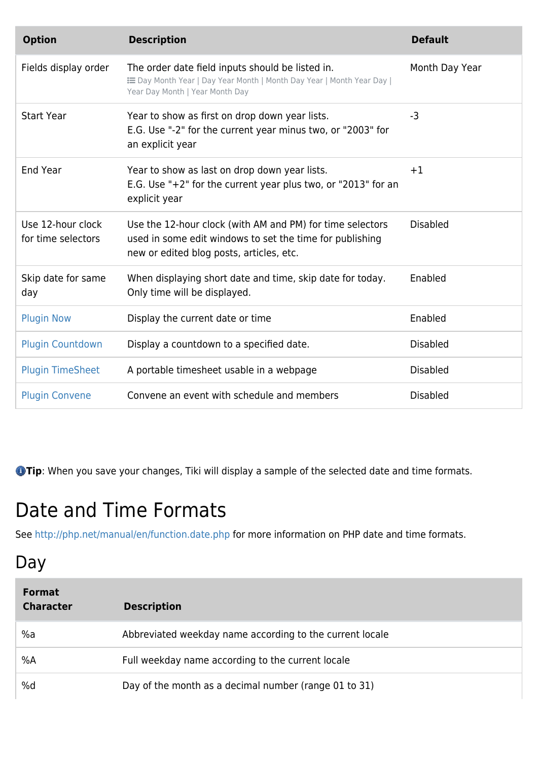| Option | Description | Default |
| --- | --- | --- |
| Fields display order | The order date field inputs should be listed in.<br>Day Month Year \| Day Year Month \| Month Day Year \| Month Year Day \| Year Day Month \| Year Month Day | Month Day Year |
| Start Year | Year to show as first on drop down year lists.<br>E.G. Use "-2" for the current year minus two, or "2003" for an explicit year | -3 |
| End Year | Year to show as last on drop down year lists.<br>E.G. Use "+2" for the current year plus two, or "2013" for an explicit year | +1 |
| Use 12-hour clock for time selectors | Use the 12-hour clock (with AM and PM) for time selectors used in some edit windows to set the time for publishing new or edited blog posts, articles, etc. | Disabled |
| Skip date for same day | When displaying short date and time, skip date for today. Only time will be displayed. | Enabled |
| Plugin Now | Display the current date or time | Enabled |
| Plugin Countdown | Display a countdown to a specified date. | Disabled |
| Plugin TimeSheet | A portable timesheet usable in a webpage | Disabled |
| Plugin Convene | Convene an event with schedule and members | Disabled |

**Tip**: When you save your changes, Tiki will display a sample of the selected date and time formats.

# Date and Time Formats

See http://php.net/manual/en/function.date.php for more information on PHP date and time formats.

## Day

| Format Character | Description |
| --- | --- |
| %a | Abbreviated weekday name according to the current locale |
| %A | Full weekday name according to the current locale |
| %d | Day of the month as a decimal number (range 01 to 31) |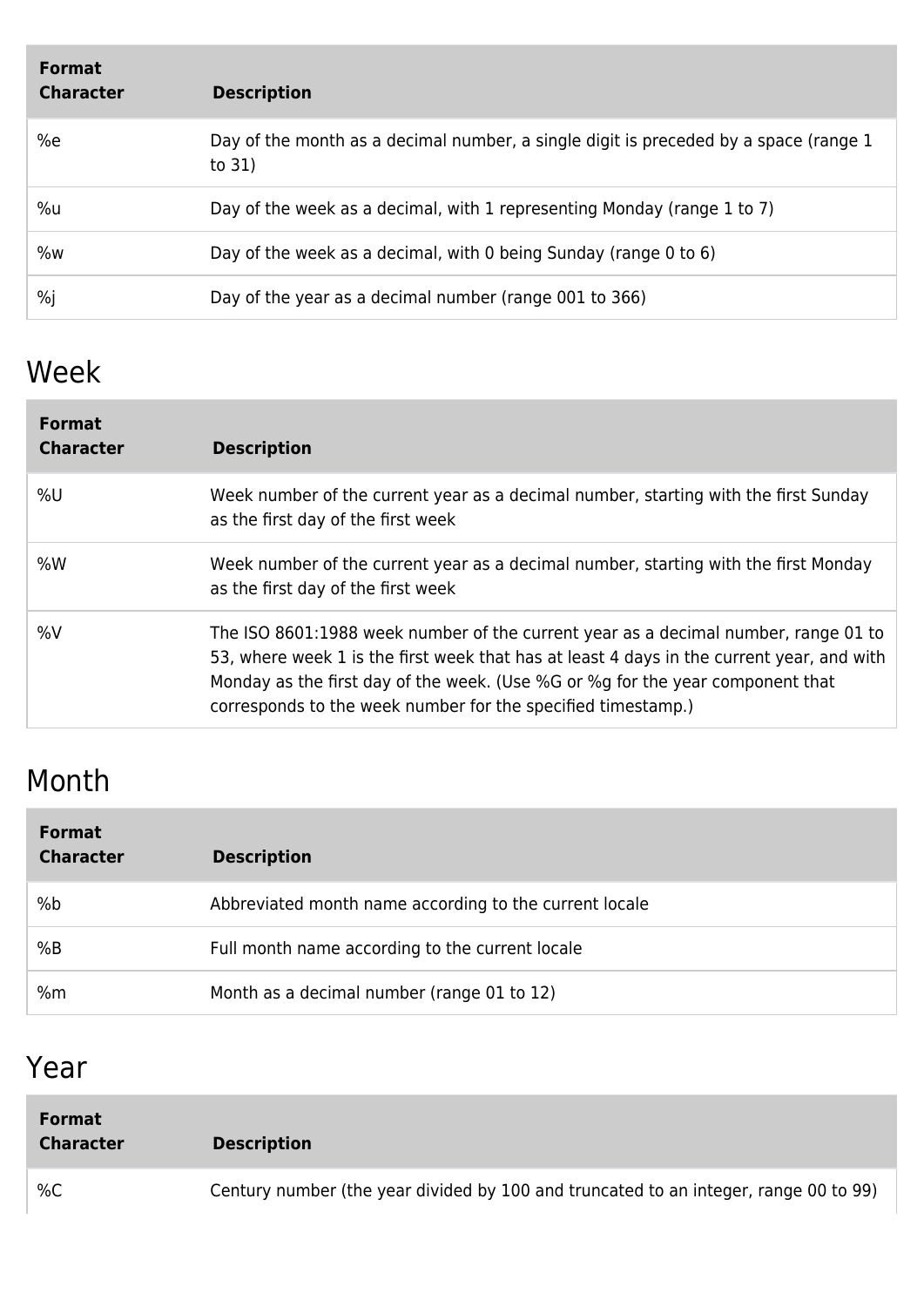| Format Character | Description |
| --- | --- |
| %e | Day of the month as a decimal number, a single digit is preceded by a space (range 1 to 31) |
| %u | Day of the week as a decimal, with 1 representing Monday (range 1 to 7) |
| %w | Day of the week as a decimal, with 0 being Sunday (range 0 to 6) |
| %j | Day of the year as a decimal number (range 001 to 366) |

## Week

| Format Character | Description |
| --- | --- |
| %U | Week number of the current year as a decimal number, starting with the first Sunday as the first day of the first week |
| %W | Week number of the current year as a decimal number, starting with the first Monday as the first day of the first week |
| %V | The ISO 8601:1988 week number of the current year as a decimal number, range 01 to 53, where week 1 is the first week that has at least 4 days in the current year, and with Monday as the first day of the week. (Use %G or %g for the year component that corresponds to the week number for the specified timestamp.) |

## Month

| Format Character | Description |
| --- | --- |
| %b | Abbreviated month name according to the current locale |
| %B | Full month name according to the current locale |
| %m | Month as a decimal number (range 01 to 12) |

## Year

| Format Character | Description |
| --- | --- |
| %C | Century number (the year divided by 100 and truncated to an integer, range 00 to 99) |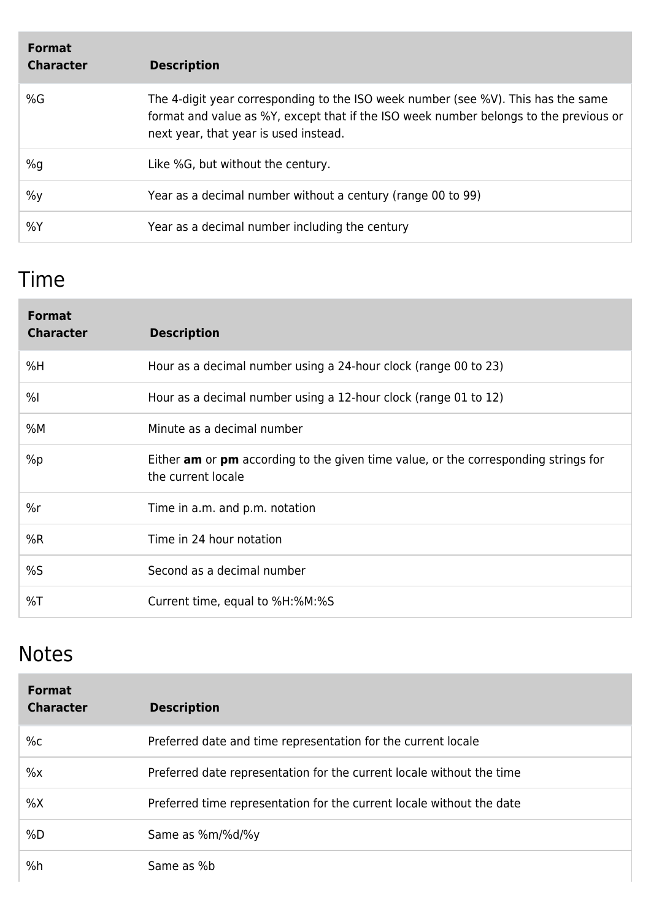| Format Character | Description |
| --- | --- |
| %G | The 4-digit year corresponding to the ISO week number (see %V). This has the same format and value as %Y, except that if the ISO week number belongs to the previous or next year, that year is used instead. |
| %g | Like %G, but without the century. |
| %y | Year as a decimal number without a century (range 00 to 99) |
| %Y | Year as a decimal number including the century |

## Time

| Format Character | Description |
| --- | --- |
| %H | Hour as a decimal number using a 24-hour clock (range 00 to 23) |
| %I | Hour as a decimal number using a 12-hour clock (range 01 to 12) |
| %M | Minute as a decimal number |
| %p | Either **am** or **pm** according to the given time value, or the corresponding strings for the current locale |
| %r | Time in a.m. and p.m. notation |
| %R | Time in 24 hour notation |
| %S | Second as a decimal number |
| %T | Current time, equal to %H:%M:%S |

## Notes

| Format Character | Description |
| --- | --- |
| %c | Preferred date and time representation for the current locale |
| %x | Preferred date representation for the current locale without the time |
| %X | Preferred time representation for the current locale without the date |
| %D | Same as %m/%d/%y |
| %h | Same as %b |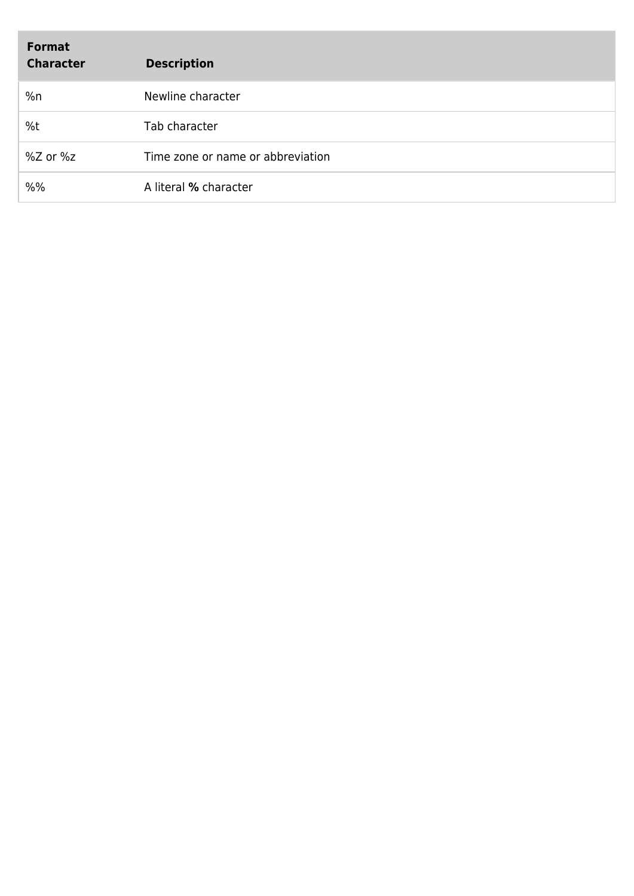| Format Character | Description |
|---|---|
| %n | Newline character |
| %t | Tab character |
| %Z or %z | Time zone or name or abbreviation |
| %% | A literal **%** character |